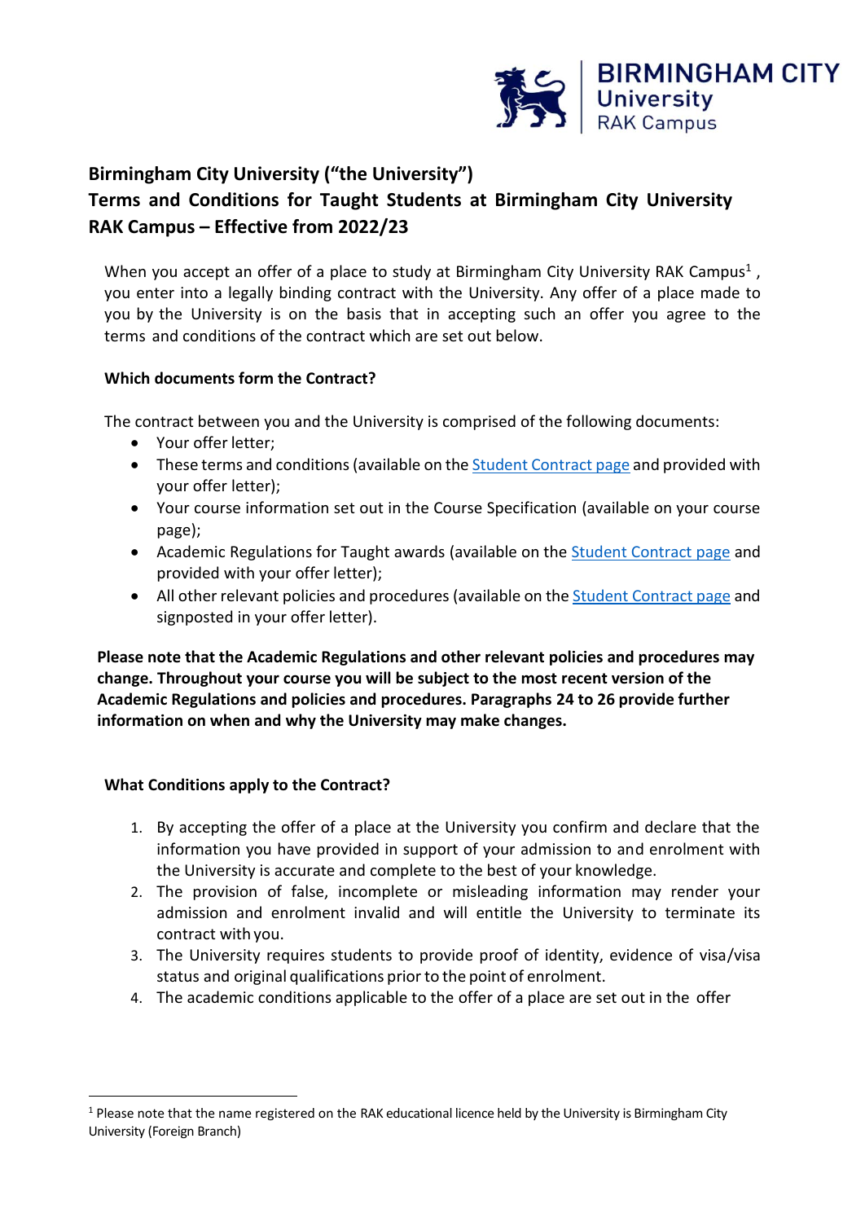# Birmingham City University ("the University")

# Terms and Conditions for Taught Students at Birmingham City University RAK Campus – Effective from 2022/23

When you accept an offer of a place to study at Birmingham City University RAK Campus[1] , you enter into a legally binding contract with the University. Any offer of a place made to you by the University is on the basis that in accepting such an offer you agree to the terms and conditions of the contract which are set out below.

**Which documents form the Contract?**

The contract between you and the University is comprised of the following documents:

- Your offer letter;
- These terms and conditions (available on the Student Contract page and provided with your offer letter);
- Your course information set out in the Course Specification (available on your course page);
- Academic Regulations for Taught awards (available on the Student Contract page and provided with your offer letter);
- All other relevant policies and procedures (available on the Student Contract page and signposted in your offer letter).

**Please note that the Academic Regulations and other relevant policies and procedures may change. Throughout your course you will be subject to the most recent version of the Academic Regulations and policies and procedures. Paragraphs 24 to 26 provide further information on when and why the University may make changes.**

**What Conditions apply to the Contract?**

1. By accepting the offer of a place at the University you confirm and declare that the information you have provided in support of your admission to and enrolment with the University is accurate and complete to the best of your knowledge.
2. The provision of false, incomplete or misleading information may render your admission and enrolment invalid and will entitle the University to terminate its contract with you.
3. The University requires students to provide proof of identity, evidence of visa/visa status and original qualifications prior to the point of enrolment.
4. The academic conditions applicable to the offer of a place are set out in the offer

[1] Please note that the name registered on the RAK educational licence held by the University is Birmingham City University (Foreign Branch)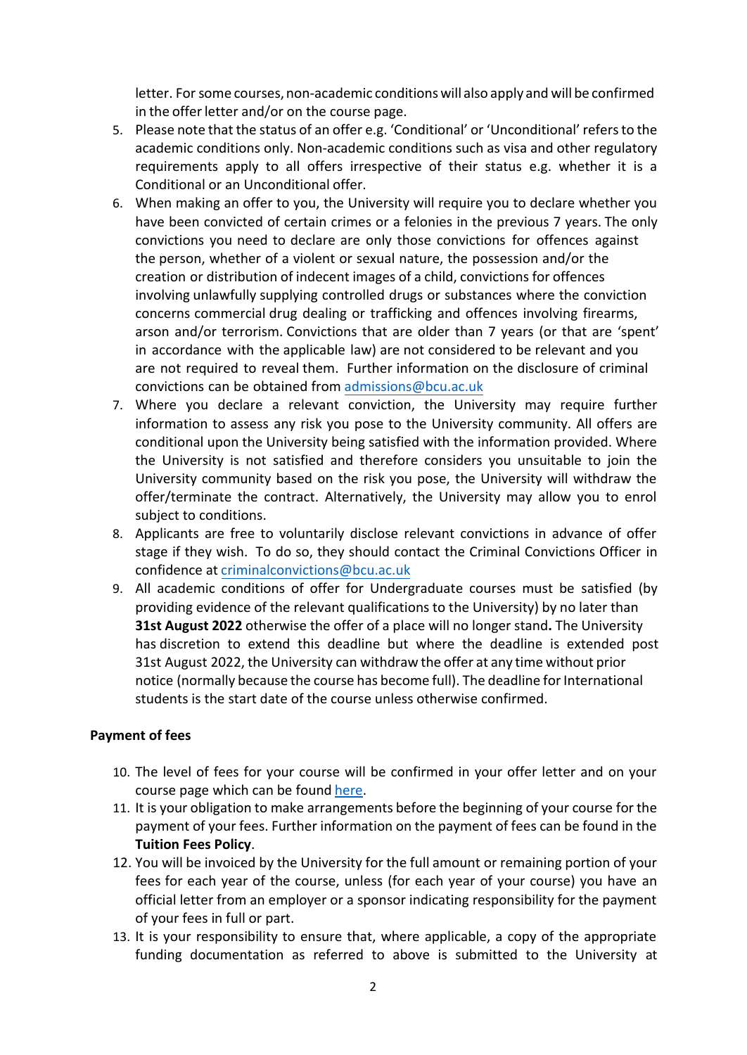letter. For some courses, non-academic conditions will also apply and will be confirmed in the offer letter and/or on the course page.

5. Please note that the status of an offer e.g. 'Conditional' or 'Unconditional' refers to the academic conditions only. Non-academic conditions such as visa and other regulatory requirements apply to all offers irrespective of their status e.g. whether it is a Conditional or an Unconditional offer.
6. When making an offer to you, the University will require you to declare whether you have been convicted of certain crimes or a felonies in the previous 7 years. The only convictions you need to declare are only those convictions for offences against the person, whether of a violent or sexual nature, the possession and/or the creation or distribution of indecent images of a child, convictions for offences involving unlawfully supplying controlled drugs or substances where the conviction concerns commercial drug dealing or trafficking and offences involving firearms, arson and/or terrorism. Convictions that are older than 7 years (or that are 'spent' in accordance with the applicable law) are not considered to be relevant and you are not required to reveal them. Further information on the disclosure of criminal convictions can be obtained from [admissions@bcu.ac.uk](mailto:admissions@bcu.ac.uk)
7. Where you declare a relevant conviction, the University may require further information to assess any risk you pose to the University community. All offers are conditional upon the University being satisfied with the information provided. Where the University is not satisfied and therefore considers you unsuitable to join the University community based on the risk you pose, the University will withdraw the offer/terminate the contract. Alternatively, the University may allow you to enrol subject to conditions.
8. Applicants are free to voluntarily disclose relevant convictions in advance of offer stage if they wish. To do so, they should contact the Criminal Convictions Officer in confidence at [criminalconvictions@bcu.ac.uk](mailto:criminalconvictions@bcu.ac.uk)
9. All academic conditions of offer for Undergraduate courses must be satisfied (by providing evidence of the relevant qualifications to the University) by no later than **31st August 2022** otherwise the offer of a place will no longer stand**.** The University has discretion to extend this deadline but where the deadline is extended post 31st August 2022, the University can withdraw the offer at any time without prior notice (normally because the course has become full). The deadline for International students is the start date of the course unless otherwise confirmed.

**Payment of fees**

10. The level of fees for your course will be confirmed in your offer letter and on your course page which can be found here.
11. It is your obligation to make arrangements before the beginning of your course for the payment of your fees. Further information on the payment of fees can be found in the **Tuition Fees Policy**.
12. You will be invoiced by the University for the full amount or remaining portion of your fees for each year of the course, unless (for each year of your course) you have an official letter from an employer or a sponsor indicating responsibility for the payment of your fees in full or part.
13. It is your responsibility to ensure that, where applicable, a copy of the appropriate funding documentation as referred to above is submitted to the University at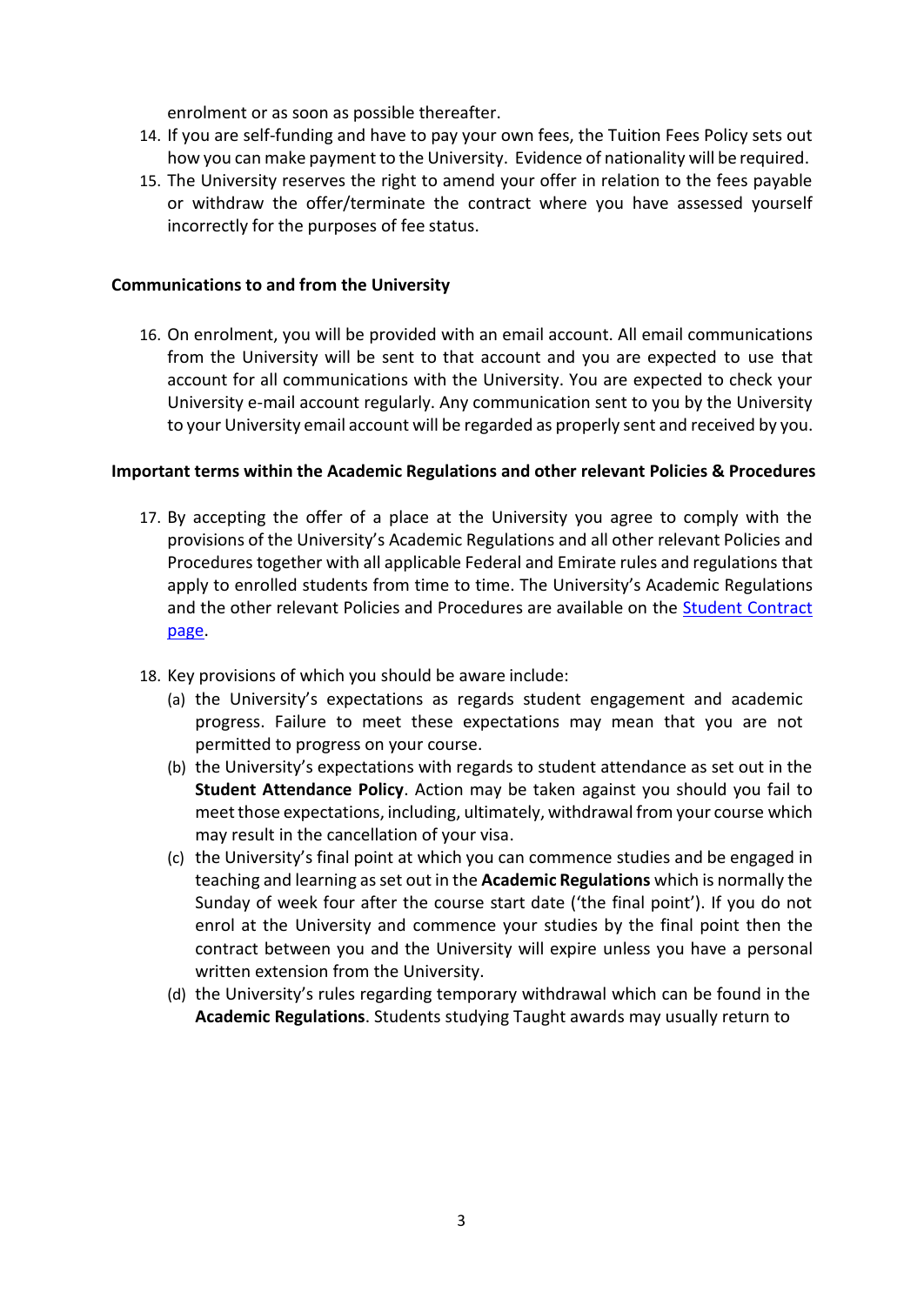enrolment or as soon as possible thereafter.

14. If you are self-funding and have to pay your own fees, the Tuition Fees Policy sets out how you can make payment to the University. Evidence of nationality will be required.
15. The University reserves the right to amend your offer in relation to the fees payable or withdraw the offer/terminate the contract where you have assessed yourself incorrectly for the purposes of fee status.

**Communications to and from the University**

16. On enrolment, you will be provided with an email account. All email communications from the University will be sent to that account and you are expected to use that account for all communications with the University. You are expected to check your University e-mail account regularly. Any communication sent to you by the University to your University email account will be regarded as properly sent and received by you.

**Important terms within the Academic Regulations and other relevant Policies & Procedures**

17. By accepting the offer of a place at the University you agree to comply with the provisions of the University's Academic Regulations and all other relevant Policies and Procedures together with all applicable Federal and Emirate rules and regulations that apply to enrolled students from time to time. The University's Academic Regulations and the other relevant Policies and Procedures are available on the Student Contract page.

18. Key provisions of which you should be aware include:
    (a) the University's expectations as regards student engagement and academic progress. Failure to meet these expectations may mean that you are not permitted to progress on your course.
    (b) the University's expectations with regards to student attendance as set out in the **Student Attendance Policy**. Action may be taken against you should you fail to meet those expectations, including, ultimately, withdrawal from your course which may result in the cancellation of your visa.
    (c) the University's final point at which you can commence studies and be engaged in teaching and learning as set out in the **Academic Regulations** which is normally the Sunday of week four after the course start date ('the final point'). If you do not enrol at the University and commence your studies by the final point then the contract between you and the University will expire unless you have a personal written extension from the University.
    (d) the University's rules regarding temporary withdrawal which can be found in the **Academic Regulations**. Students studying Taught awards may usually return to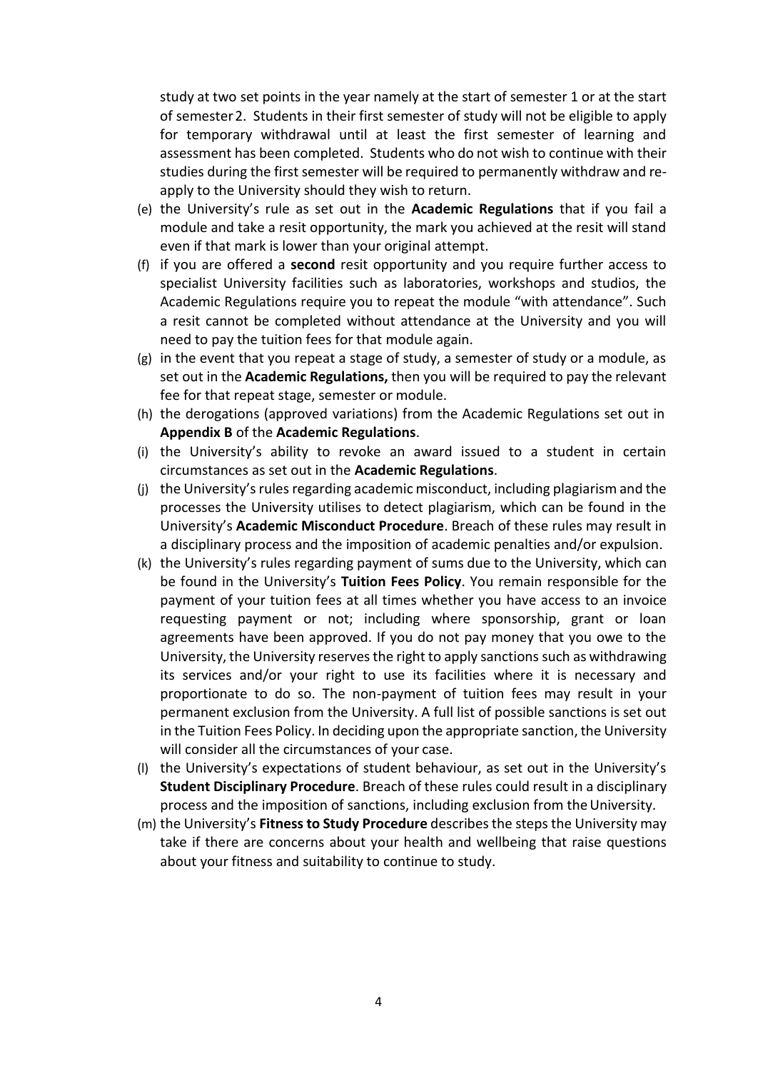study at two set points in the year namely at the start of semester 1 or at the start of semester 2. Students in their first semester of study will not be eligible to apply for temporary withdrawal until at least the first semester of learning and assessment has been completed. Students who do not wish to continue with their studies during the first semester will be required to permanently withdraw and re-apply to the University should they wish to return.

(e) the University's rule as set out in the **Academic Regulations** that if you fail a module and take a resit opportunity, the mark you achieved at the resit will stand even if that mark is lower than your original attempt.

(f) if you are offered a **second** resit opportunity and you require further access to specialist University facilities such as laboratories, workshops and studios, the Academic Regulations require you to repeat the module "with attendance". Such a resit cannot be completed without attendance at the University and you will need to pay the tuition fees for that module again.

(g) in the event that you repeat a stage of study, a semester of study or a module, as set out in the **Academic Regulations,** then you will be required to pay the relevant fee for that repeat stage, semester or module.

(h) the derogations (approved variations) from the Academic Regulations set out in **Appendix B** of the **Academic Regulations**.

(i) the University's ability to revoke an award issued to a student in certain circumstances as set out in the **Academic Regulations**.

(j) the University's rules regarding academic misconduct, including plagiarism and the processes the University utilises to detect plagiarism, which can be found in the University's **Academic Misconduct Procedure**. Breach of these rules may result in a disciplinary process and the imposition of academic penalties and/or expulsion.

(k) the University's rules regarding payment of sums due to the University, which can be found in the University's **Tuition Fees Policy**. You remain responsible for the payment of your tuition fees at all times whether you have access to an invoice requesting payment or not; including where sponsorship, grant or loan agreements have been approved. If you do not pay money that you owe to the University, the University reserves the right to apply sanctions such as withdrawing its services and/or your right to use its facilities where it is necessary and proportionate to do so. The non-payment of tuition fees may result in your permanent exclusion from the University. A full list of possible sanctions is set out in the Tuition Fees Policy. In deciding upon the appropriate sanction, the University will consider all the circumstances of your case.

(l) the University's expectations of student behaviour, as set out in the University's **Student Disciplinary Procedure**. Breach of these rules could result in a disciplinary process and the imposition of sanctions, including exclusion from the University.

(m) the University's **Fitness to Study Procedure** describes the steps the University may take if there are concerns about your health and wellbeing that raise questions about your fitness and suitability to continue to study.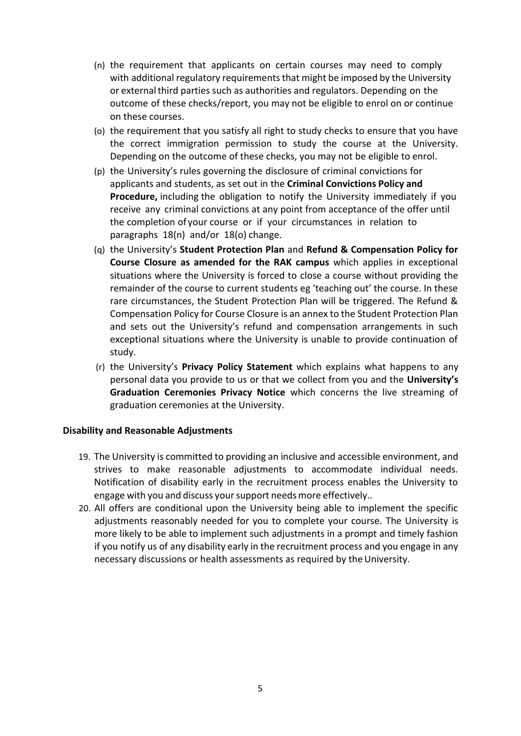(n) the requirement that applicants on certain courses may need to comply with additional regulatory requirements that might be imposed by the University or external third parties such as authorities and regulators. Depending on the outcome of these checks/report, you may not be eligible to enrol on or continue on these courses.

(o) the requirement that you satisfy all right to study checks to ensure that you have the correct immigration permission to study the course at the University. Depending on the outcome of these checks, you may not be eligible to enrol.

(p) the University's rules governing the disclosure of criminal convictions for applicants and students, as set out in the **Criminal Convictions Policy and Procedure,** including the obligation to notify the University immediately if you receive any criminal convictions at any point from acceptance of the offer until the completion of your course or if your circumstances in relation to paragraphs 18(n) and/or 18(o) change.

(q) the University's **Student Protection Plan** and **Refund & Compensation Policy for Course Closure as amended for the RAK campus** which applies in exceptional situations where the University is forced to close a course without providing the remainder of the course to current students eg 'teaching out' the course. In these rare circumstances, the Student Protection Plan will be triggered. The Refund & Compensation Policy for Course Closure is an annex to the Student Protection Plan and sets out the University's refund and compensation arrangements in such exceptional situations where the University is unable to provide continuation of study.

(r) the University's **Privacy Policy Statement** which explains what happens to any personal data you provide to us or that we collect from you and the **University's Graduation Ceremonies Privacy Notice** which concerns the live streaming of graduation ceremonies at the University.

**Disability and Reasonable Adjustments**

19. The University is committed to providing an inclusive and accessible environment, and strives to make reasonable adjustments to accommodate individual needs. Notification of disability early in the recruitment process enables the University to engage with you and discuss your support needs more effectively..
20. All offers are conditional upon the University being able to implement the specific adjustments reasonably needed for you to complete your course. The University is more likely to be able to implement such adjustments in a prompt and timely fashion if you notify us of any disability early in the recruitment process and you engage in any necessary discussions or health assessments as required by the University.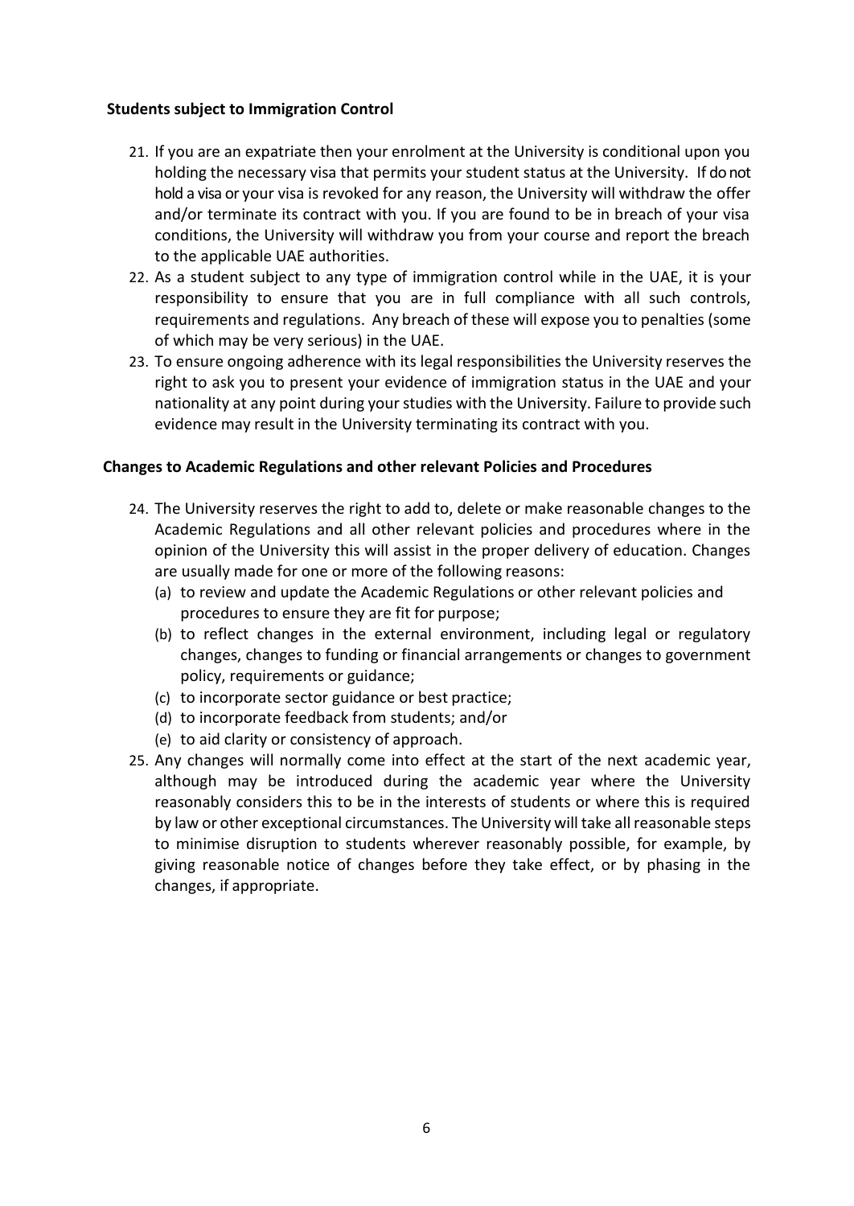**Students subject to Immigration Control**

21. If you are an expatriate then your enrolment at the University is conditional upon you holding the necessary visa that permits your student status at the University. If do not hold a visa or your visa is revoked for any reason, the University will withdraw the offer and/or terminate its contract with you. If you are found to be in breach of your visa conditions, the University will withdraw you from your course and report the breach to the applicable UAE authorities.
22. As a student subject to any type of immigration control while in the UAE, it is your responsibility to ensure that you are in full compliance with all such controls, requirements and regulations. Any breach of these will expose you to penalties (some of which may be very serious) in the UAE.
23. To ensure ongoing adherence with its legal responsibilities the University reserves the right to ask you to present your evidence of immigration status in the UAE and your nationality at any point during your studies with the University. Failure to provide such evidence may result in the University terminating its contract with you.

**Changes to Academic Regulations and other relevant Policies and Procedures**

24. The University reserves the right to add to, delete or make reasonable changes to the Academic Regulations and all other relevant policies and procedures where in the opinion of the University this will assist in the proper delivery of education. Changes are usually made for one or more of the following reasons:
    (a) to review and update the Academic Regulations or other relevant policies and procedures to ensure they are fit for purpose;
    (b) to reflect changes in the external environment, including legal or regulatory changes, changes to funding or financial arrangements or changes to government policy, requirements or guidance;
    (c) to incorporate sector guidance or best practice;
    (d) to incorporate feedback from students; and/or
    (e) to aid clarity or consistency of approach.
25. Any changes will normally come into effect at the start of the next academic year, although may be introduced during the academic year where the University reasonably considers this to be in the interests of students or where this is required by law or other exceptional circumstances. The University will take all reasonable steps to minimise disruption to students wherever reasonably possible, for example, by giving reasonable notice of changes before they take effect, or by phasing in the changes, if appropriate.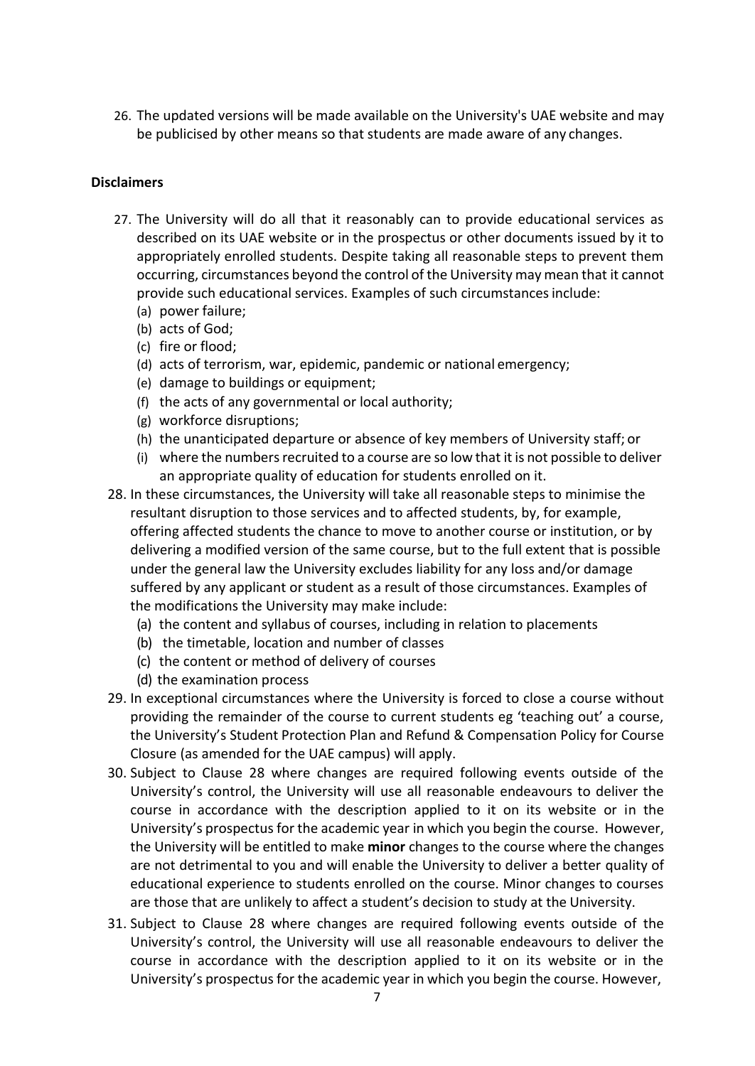26. The updated versions will be made available on the University's UAE website and may be publicised by other means so that students are made aware of any changes.

**Disclaimers**

27. The University will do all that it reasonably can to provide educational services as described on its UAE website or in the prospectus or other documents issued by it to appropriately enrolled students. Despite taking all reasonable steps to prevent them occurring, circumstances beyond the control of the University may mean that it cannot provide such educational services. Examples of such circumstances include:
    (a) power failure;
    (b) acts of God;
    (c) fire or flood;
    (d) acts of terrorism, war, epidemic, pandemic or national emergency;
    (e) damage to buildings or equipment;
    (f) the acts of any governmental or local authority;
    (g) workforce disruptions;
    (h) the unanticipated departure or absence of key members of University staff; or
    (i) where the numbers recruited to a course are so low that it is not possible to deliver an appropriate quality of education for students enrolled on it.
28. In these circumstances, the University will take all reasonable steps to minimise the resultant disruption to those services and to affected students, by, for example, offering affected students the chance to move to another course or institution, or by delivering a modified version of the same course, but to the full extent that is possible under the general law the University excludes liability for any loss and/or damage suffered by any applicant or student as a result of those circumstances. Examples of the modifications the University may make include:
    (a) the content and syllabus of courses, including in relation to placements
    (b) the timetable, location and number of classes
    (c) the content or method of delivery of courses
    (d) the examination process
29. In exceptional circumstances where the University is forced to close a course without providing the remainder of the course to current students eg 'teaching out' a course, the University's Student Protection Plan and Refund & Compensation Policy for Course Closure (as amended for the UAE campus) will apply.
30. Subject to Clause 28 where changes are required following events outside of the University's control, the University will use all reasonable endeavours to deliver the course in accordance with the description applied to it on its website or in the University's prospectus for the academic year in which you begin the course. However, the University will be entitled to make **minor** changes to the course where the changes are not detrimental to you and will enable the University to deliver a better quality of educational experience to students enrolled on the course. Minor changes to courses are those that are unlikely to affect a student's decision to study at the University.
31. Subject to Clause 28 where changes are required following events outside of the University's control, the University will use all reasonable endeavours to deliver the course in accordance with the description applied to it on its website or in the University's prospectus for the academic year in which you begin the course. However,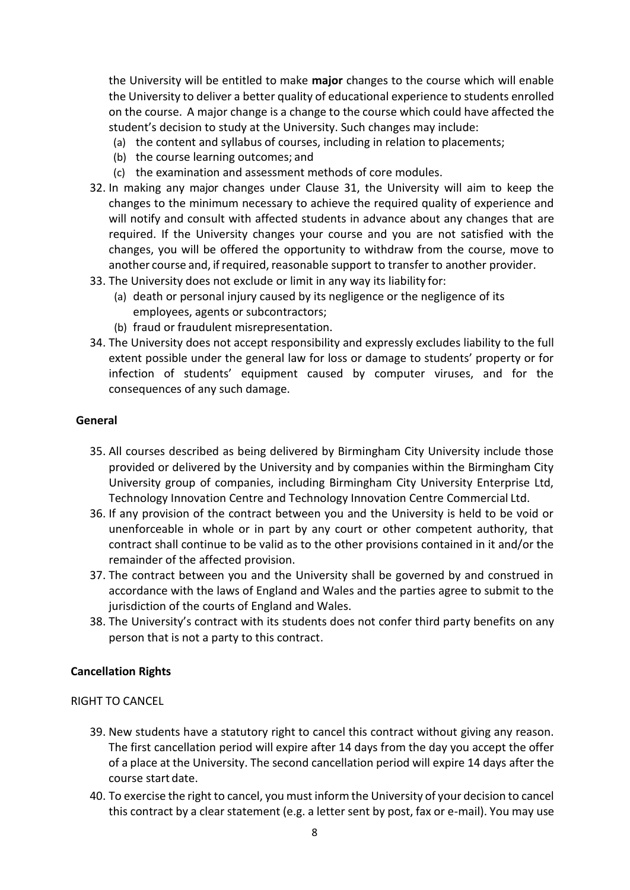the University will be entitled to make **major** changes to the course which will enable the University to deliver a better quality of educational experience to students enrolled on the course. A major change is a change to the course which could have affected the student's decision to study at the University. Such changes may include:

(a) the content and syllabus of courses, including in relation to placements;
(b) the course learning outcomes; and
(c) the examination and assessment methods of core modules.

32. In making any major changes under Clause 31, the University will aim to keep the changes to the minimum necessary to achieve the required quality of experience and will notify and consult with affected students in advance about any changes that are required. If the University changes your course and you are not satisfied with the changes, you will be offered the opportunity to withdraw from the course, move to another course and, if required, reasonable support to transfer to another provider.
33. The University does not exclude or limit in any way its liability for:
    (a) death or personal injury caused by its negligence or the negligence of its employees, agents or subcontractors;
    (b) fraud or fraudulent misrepresentation.
34. The University does not accept responsibility and expressly excludes liability to the full extent possible under the general law for loss or damage to students' property or for infection of students' equipment caused by computer viruses, and for the consequences of any such damage.

**General**

35. All courses described as being delivered by Birmingham City University include those provided or delivered by the University and by companies within the Birmingham City University group of companies, including Birmingham City University Enterprise Ltd, Technology Innovation Centre and Technology Innovation Centre Commercial Ltd.
36. If any provision of the contract between you and the University is held to be void or unenforceable in whole or in part by any court or other competent authority, that contract shall continue to be valid as to the other provisions contained in it and/or the remainder of the affected provision.
37. The contract between you and the University shall be governed by and construed in accordance with the laws of England and Wales and the parties agree to submit to the jurisdiction of the courts of England and Wales.
38. The University's contract with its students does not confer third party benefits on any person that is not a party to this contract.

**Cancellation Rights**

RIGHT TO CANCEL

39. New students have a statutory right to cancel this contract without giving any reason. The first cancellation period will expire after 14 days from the day you accept the offer of a place at the University. The second cancellation period will expire 14 days after the course start date.
40. To exercise the right to cancel, you must inform the University of your decision to cancel this contract by a clear statement (e.g. a letter sent by post, fax or e-mail). You may use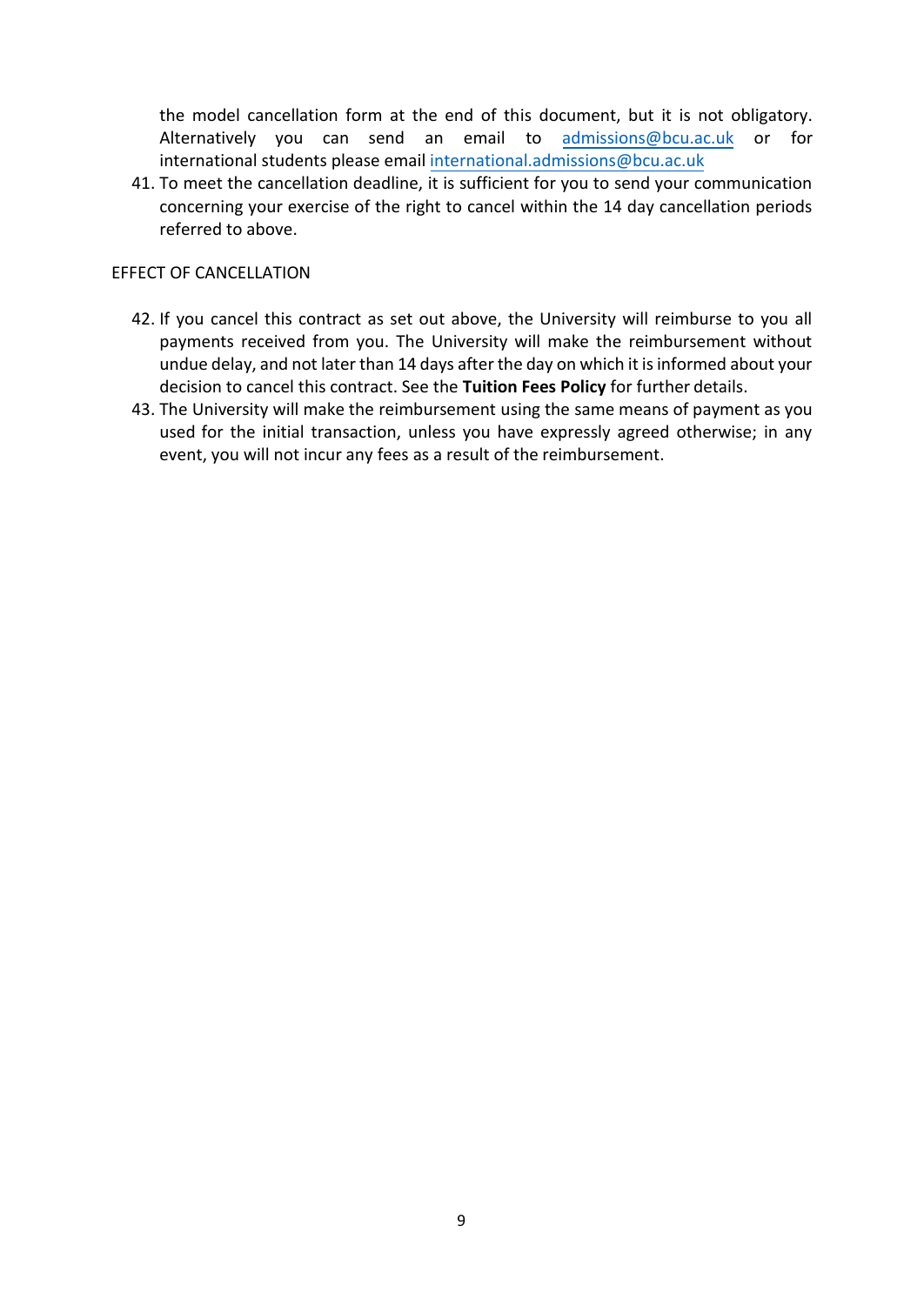the model cancellation form at the end of this document, but it is not obligatory. Alternatively you can send an email to admissions@bcu.ac.uk or for international students please email international.admissions@bcu.ac.uk

41. To meet the cancellation deadline, it is sufficient for you to send your communication concerning your exercise of the right to cancel within the 14 day cancellation periods referred to above.

EFFECT OF CANCELLATION

42. If you cancel this contract as set out above, the University will reimburse to you all payments received from you. The University will make the reimbursement without undue delay, and not later than 14 days after the day on which it is informed about your decision to cancel this contract. See the **Tuition Fees Policy** for further details.
43. The University will make the reimbursement using the same means of payment as you used for the initial transaction, unless you have expressly agreed otherwise; in any event, you will not incur any fees as a result of the reimbursement.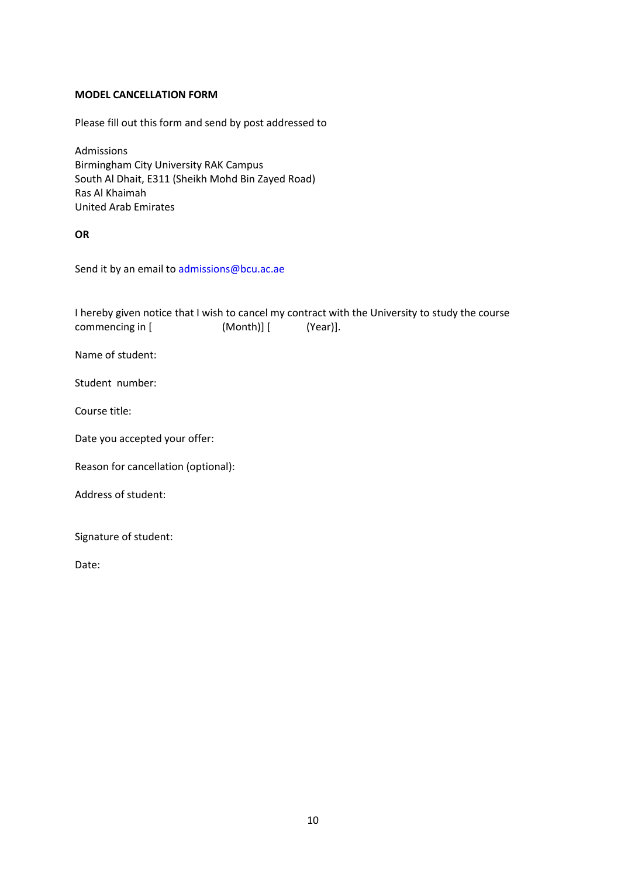**MODEL CANCELLATION FORM**

Please fill out this form and send by post addressed to

Admissions
Birmingham City University RAK Campus
South Al Dhait, E311 (Sheikh Mohd Bin Zayed Road)
Ras Al Khaimah
United Arab Emirates

**OR**

Send it by an email to admissions@bcu.ac.ae

I hereby given notice that I wish to cancel my contract with the University to study the course commencing in [                    (Month)] [          (Year)].

Name of student:

Student number:

Course title:

Date you accepted your offer:

Reason for cancellation (optional):

Address of student:

Signature of student:

Date: